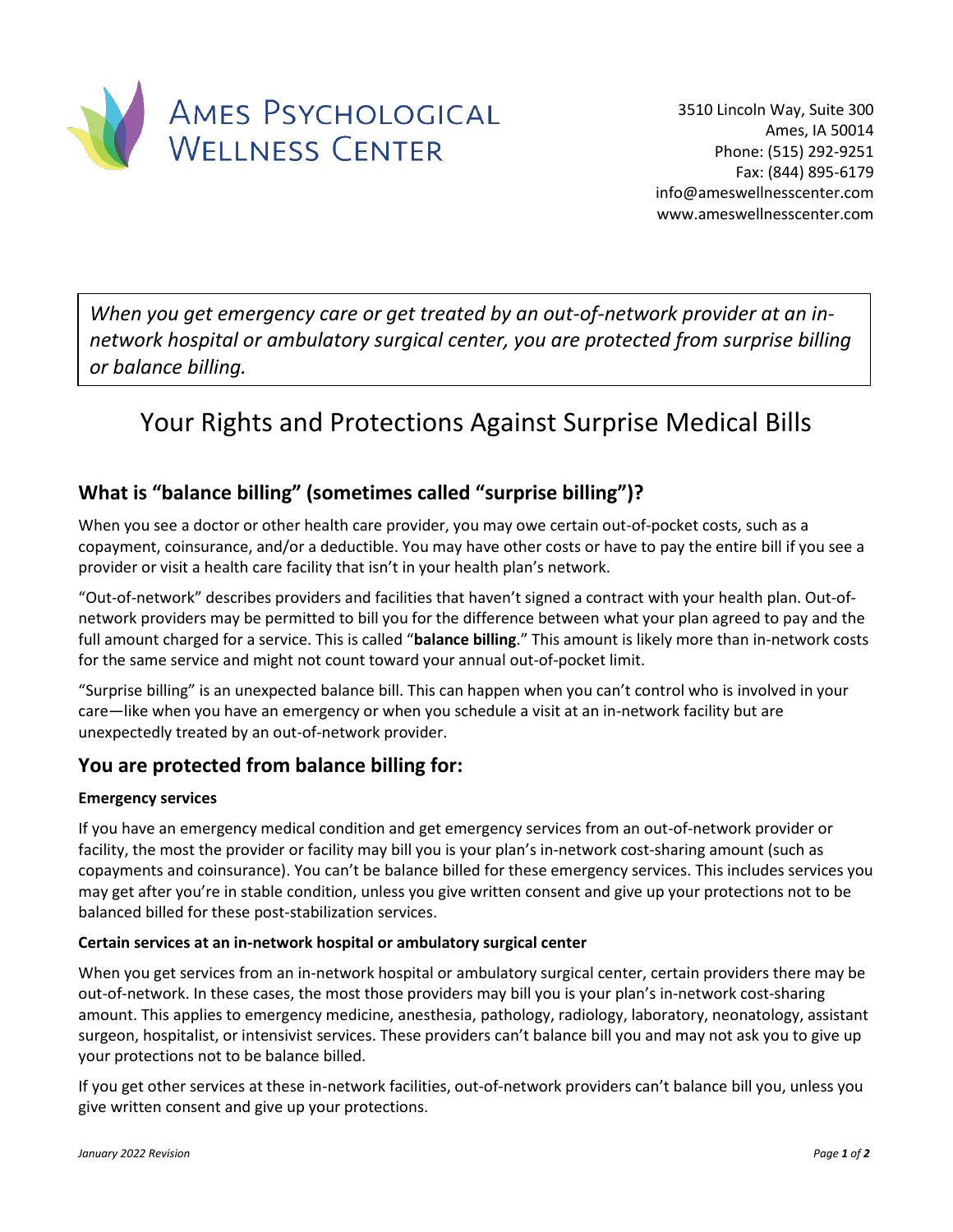# Ames Psychological Wellness Center

3510 Lincoln Way, Suite 300
Ames, IA 50014
Phone: (515) 292-9251
Fax: (844) 895-6179
info@ameswellnesscenter.com
www.ameswellnesscenter.com

*When you get emergency care or get treated by an out-of-network provider at an in-network hospital or ambulatory surgical center, you are protected from surprise billing or balance billing.*

# Your Rights and Protections Against Surprise Medical Bills

## What is "balance billing" (sometimes called "surprise billing")?

When you see a doctor or other health care provider, you may owe certain out-of-pocket costs, such as a copayment, coinsurance, and/or a deductible. You may have other costs or have to pay the entire bill if you see a provider or visit a health care facility that isn't in your health plan's network.

"Out-of-network" describes providers and facilities that haven't signed a contract with your health plan. Out-of-network providers may be permitted to bill you for the difference between what your plan agreed to pay and the full amount charged for a service. This is called "**balance billing**." This amount is likely more than in-network costs for the same service and might not count toward your annual out-of-pocket limit.

"Surprise billing" is an unexpected balance bill. This can happen when you can't control who is involved in your care—like when you have an emergency or when you schedule a visit at an in-network facility but are unexpectedly treated by an out-of-network provider.

## You are protected from balance billing for:

**Emergency services**

If you have an emergency medical condition and get emergency services from an out-of-network provider or facility, the most the provider or facility may bill you is your plan's in-network cost-sharing amount (such as copayments and coinsurance). You can't be balance billed for these emergency services. This includes services you may get after you're in stable condition, unless you give written consent and give up your protections not to be balanced billed for these post-stabilization services.

**Certain services at an in-network hospital or ambulatory surgical center**

When you get services from an in-network hospital or ambulatory surgical center, certain providers there may be out-of-network. In these cases, the most those providers may bill you is your plan's in-network cost-sharing amount. This applies to emergency medicine, anesthesia, pathology, radiology, laboratory, neonatology, assistant surgeon, hospitalist, or intensivist services. These providers can't balance bill you and may not ask you to give up your protections not to be balance billed.

If you get other services at these in-network facilities, out-of-network providers can't balance bill you, unless you give written consent and give up your protections.

*January 2022 Revision*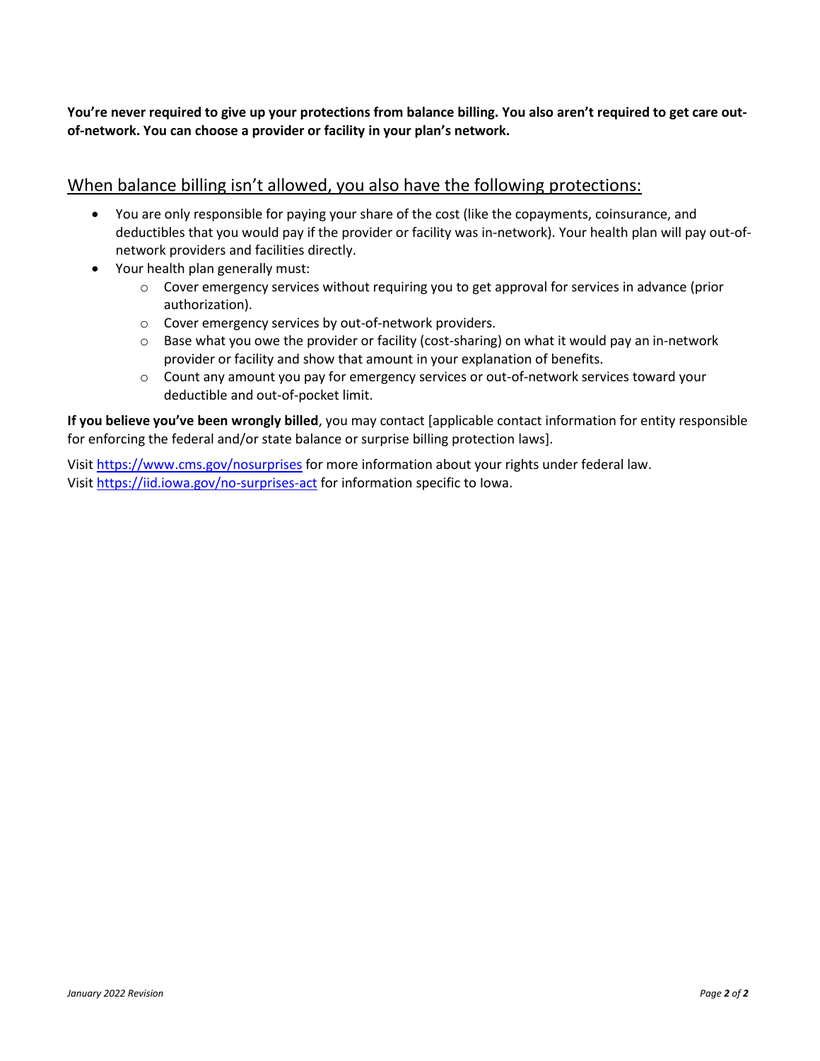**You're never required to give up your protections from balance billing. You also aren't required to get care out-of-network. You can choose a provider or facility in your plan's network.**

## When balance billing isn't allowed, you also have the following protections:

- You are only responsible for paying your share of the cost (like the copayments, coinsurance, and deductibles that you would pay if the provider or facility was in-network). Your health plan will pay out-of-network providers and facilities directly.
- Your health plan generally must:
  - Cover emergency services without requiring you to get approval for services in advance (prior authorization).
  - Cover emergency services by out-of-network providers.
  - Base what you owe the provider or facility (cost-sharing) on what it would pay an in-network provider or facility and show that amount in your explanation of benefits.
  - Count any amount you pay for emergency services or out-of-network services toward your deductible and out-of-pocket limit.

**If you believe you've been wrongly billed**, you may contact [applicable contact information for entity responsible for enforcing the federal and/or state balance or surprise billing protection laws].

Visit https://www.cms.gov/nosurprises for more information about your rights under federal law.
Visit https://iid.iowa.gov/no-surprises-act for information specific to Iowa.

*January 2022 Revision*